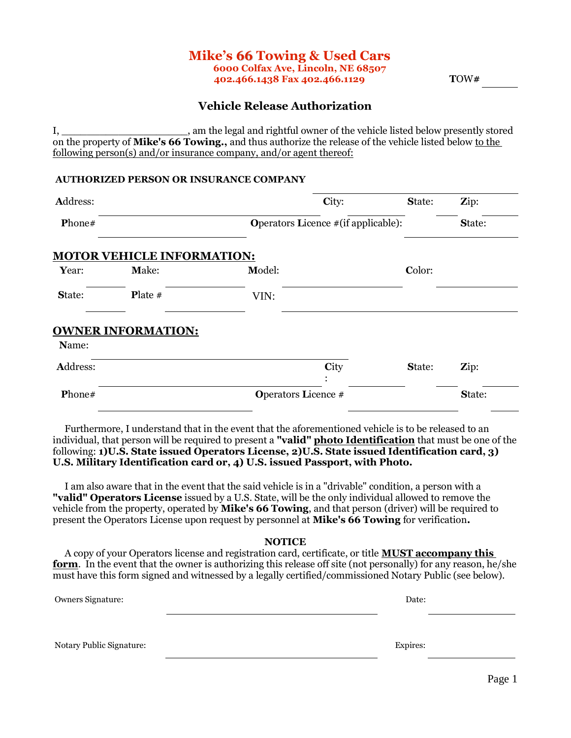# Mike's 66 Towing & Used Cars

**6000 Colfax Ave, Lincoln, NE 68507**
**402.466.1438 Fax 402.466.1129**

TOW# ______

## Vehicle Release Authorization

I, ____________________, am the legal and rightful owner of the vehicle listed below presently stored on the property of **Mike's 66 Towing.,** and thus authorize the release of the vehicle listed below to the following person(s) and/or insurance company, and/or agent thereof:

**AUTHORIZED PERSON OR INSURANCE COMPANY** ____________________

**Address:** ____________________ **City:** __________ **State:** _____ **Zip:** _____

**Phone#** ____________________ **Operators Licence #(if applicable):** __________ **State:** _____

## MOTOR VEHICLE INFORMATION:

**Year:** _____ **Make:** __________ **Model:** ____________________ **Color:** __________

**State:** _____ **Plate #** __________ VIN: ______________________________

## OWNER INFORMATION:

**Name:** ______________________________

**Address:** ____________________ **City:** __________ **State:** _____ **Zip:** _____

**Phone#** ____________________ **Operators Licence #** __________ **State:** _____

Furthermore, I understand that in the event that the aforementioned vehicle is to be released to an individual, that person will be required to present a **"valid" photo Identification** that must be one of the following: **1)U.S. State issued Operators License, 2)U.S. State issued Identification card, 3) U.S. Military Identification card or, 4) U.S. issued Passport, with Photo.**

I am also aware that in the event that the said vehicle is in a "drivable" condition, a person with a **"valid" Operators License** issued by a U.S. State, will be the only individual allowed to remove the vehicle from the property, operated by **Mike's 66 Towing**, and that person (driver) will be required to present the Operators License upon request by personnel at **Mike's 66 Towing** for verification**.**

**NOTICE**

A copy of your Operators license and registration card, certificate, or title **MUST accompany this form**. In the event that the owner is authorizing this release off site (not personally) for any reason, he/she must have this form signed and witnessed by a legally certified/commissioned Notary Public (see below).

Owners Signature: ______________________________ Date: __________

Notary Public Signature: ______________________________ Expires: __________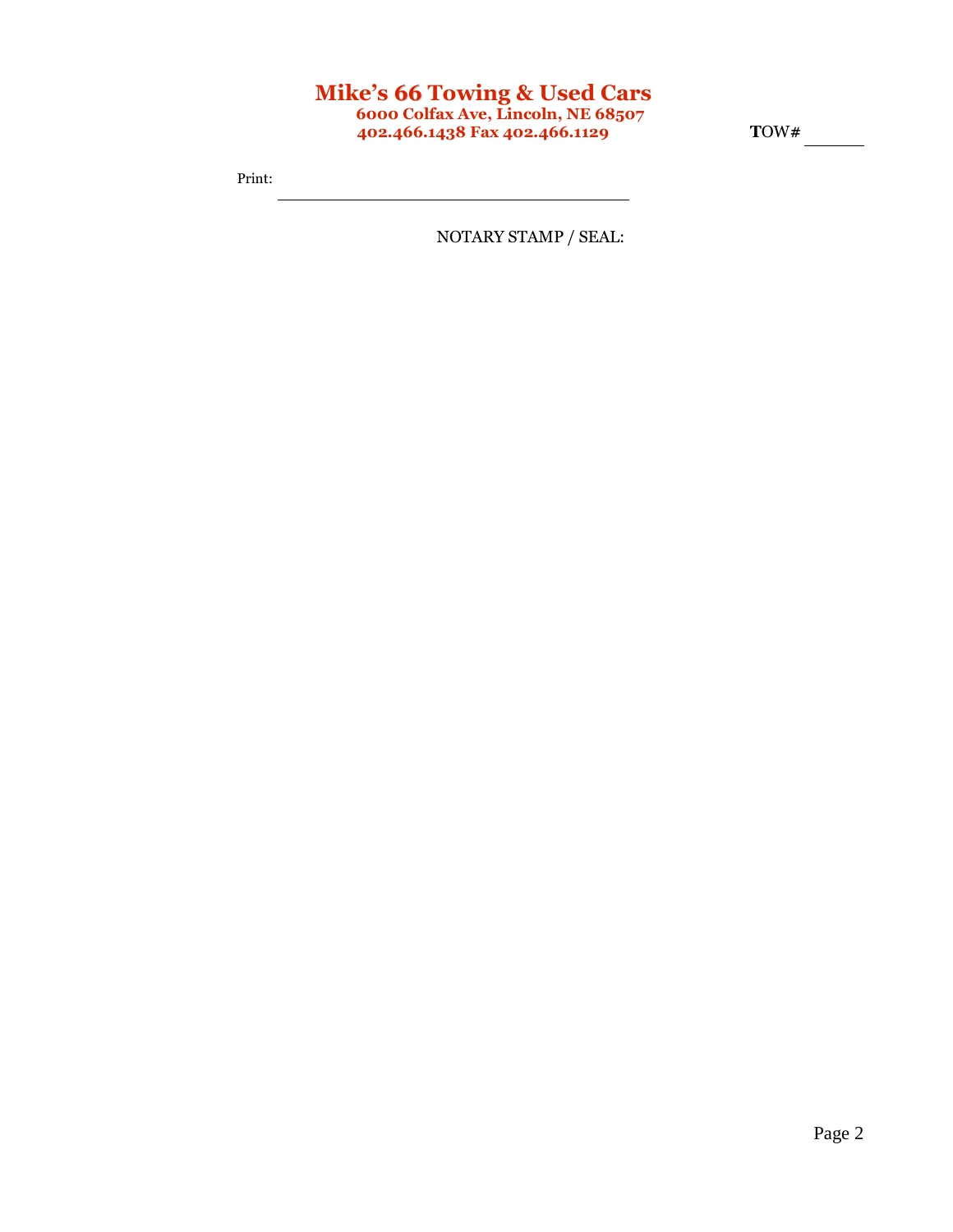# Mike's 66 Towing & Used Cars

**6000 Colfax Ave, Lincoln, NE 68507**
**402.466.1438 Fax 402.466.1129**

**T**OW# ______

Print: ________________________________________

NOTARY STAMP / SEAL: